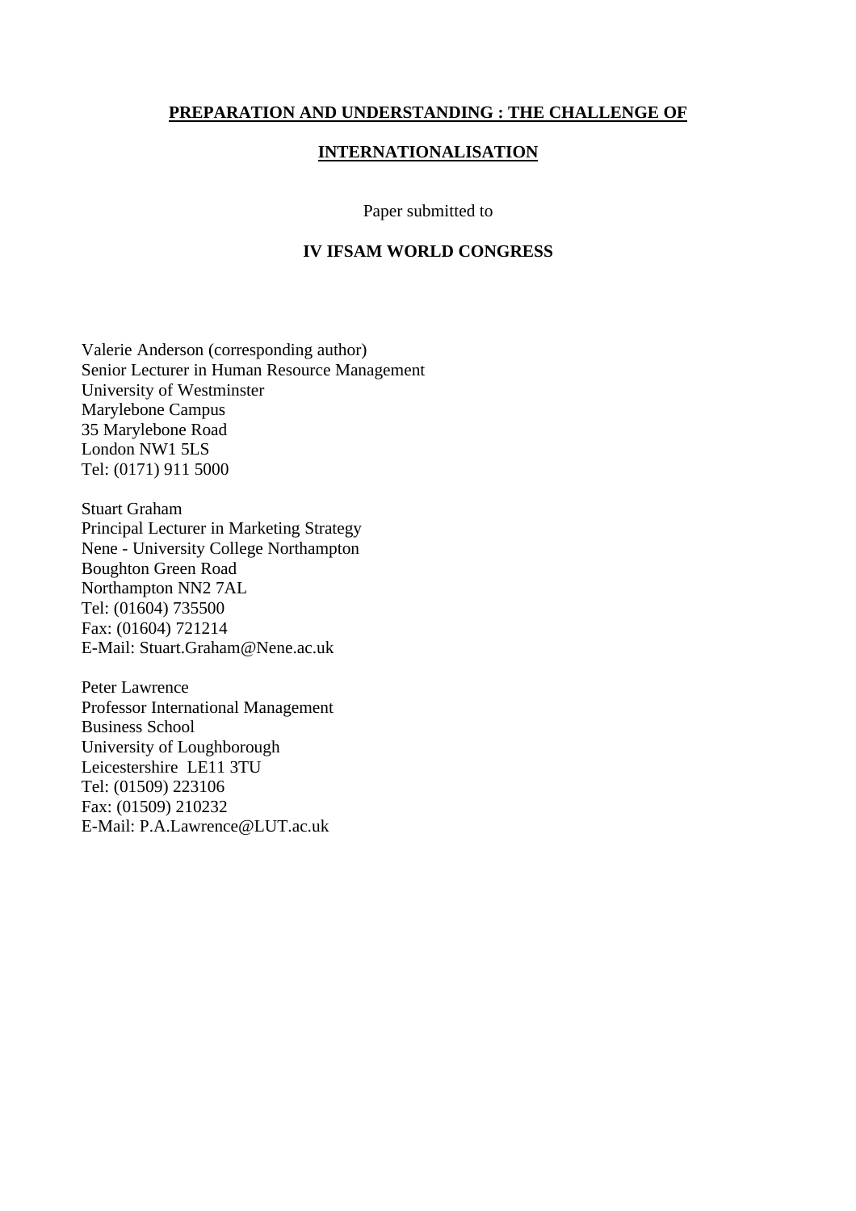# PREPARATION AND UNDERSTANDING : THE CHALLENGE OF INTERNATIONALISATION

Paper submitted to

**IV IFSAM WORLD CONGRESS**

Valerie Anderson (corresponding author)
Senior Lecturer in Human Resource Management
University of Westminster
Marylebone Campus
35 Marylebone Road
London NW1 5LS
Tel: (0171) 911 5000

Stuart Graham
Principal Lecturer in Marketing Strategy
Nene - University College Northampton
Boughton Green Road
Northampton NN2 7AL
Tel: (01604) 735500
Fax: (01604) 721214
E-Mail: Stuart.Graham@Nene.ac.uk

Peter Lawrence
Professor International Management
Business School
University of Loughborough
Leicestershire LE11 3TU
Tel: (01509) 223106
Fax: (01509) 210232
E-Mail: P.A.Lawrence@LUT.ac.uk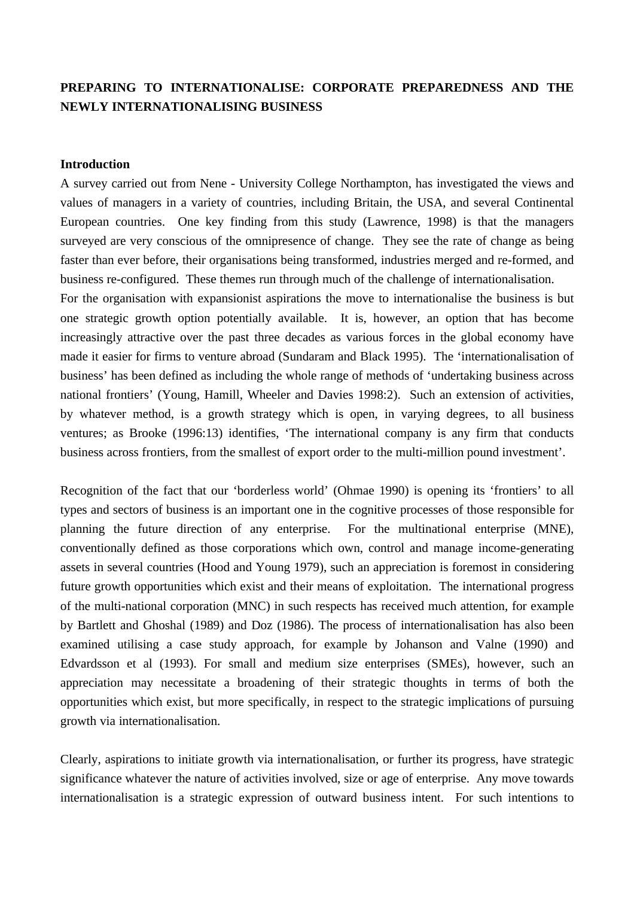**PREPARING TO INTERNATIONALISE: CORPORATE PREPAREDNESS AND THE NEWLY INTERNATIONALISING BUSINESS**

**Introduction**

A survey carried out from Nene - University College Northampton, has investigated the views and values of managers in a variety of countries, including Britain, the USA, and several Continental European countries. One key finding from this study (Lawrence, 1998) is that the managers surveyed are very conscious of the omnipresence of change. They see the rate of change as being faster than ever before, their organisations being transformed, industries merged and re-formed, and business re-configured. These themes run through much of the challenge of internationalisation.

For the organisation with expansionist aspirations the move to internationalise the business is but one strategic growth option potentially available. It is, however, an option that has become increasingly attractive over the past three decades as various forces in the global economy have made it easier for firms to venture abroad (Sundaram and Black 1995). The 'internationalisation of business' has been defined as including the whole range of methods of 'undertaking business across national frontiers' (Young, Hamill, Wheeler and Davies 1998:2). Such an extension of activities, by whatever method, is a growth strategy which is open, in varying degrees, to all business ventures; as Brooke (1996:13) identifies, 'The international company is any firm that conducts business across frontiers, from the smallest of export order to the multi-million pound investment'.

Recognition of the fact that our 'borderless world' (Ohmae 1990) is opening its 'frontiers' to all types and sectors of business is an important one in the cognitive processes of those responsible for planning the future direction of any enterprise. For the multinational enterprise (MNE), conventionally defined as those corporations which own, control and manage income-generating assets in several countries (Hood and Young 1979), such an appreciation is foremost in considering future growth opportunities which exist and their means of exploitation. The international progress of the multi-national corporation (MNC) in such respects has received much attention, for example by Bartlett and Ghoshal (1989) and Doz (1986). The process of internationalisation has also been examined utilising a case study approach, for example by Johanson and Valne (1990) and Edvardsson et al (1993). For small and medium size enterprises (SMEs), however, such an appreciation may necessitate a broadening of their strategic thoughts in terms of both the opportunities which exist, but more specifically, in respect to the strategic implications of pursuing growth via internationalisation.

Clearly, aspirations to initiate growth via internationalisation, or further its progress, have strategic significance whatever the nature of activities involved, size or age of enterprise. Any move towards internationalisation is a strategic expression of outward business intent. For such intentions to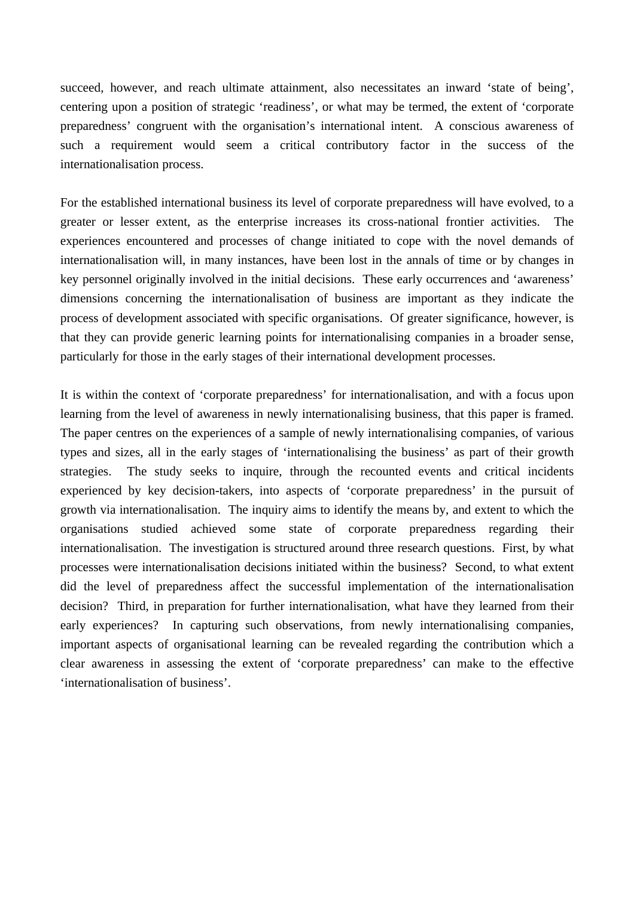succeed, however, and reach ultimate attainment, also necessitates an inward 'state of being', centering upon a position of strategic 'readiness', or what may be termed, the extent of 'corporate preparedness' congruent with the organisation's international intent. A conscious awareness of such a requirement would seem a critical contributory factor in the success of the internationalisation process.

For the established international business its level of corporate preparedness will have evolved, to a greater or lesser extent, as the enterprise increases its cross-national frontier activities. The experiences encountered and processes of change initiated to cope with the novel demands of internationalisation will, in many instances, have been lost in the annals of time or by changes in key personnel originally involved in the initial decisions. These early occurrences and 'awareness' dimensions concerning the internationalisation of business are important as they indicate the process of development associated with specific organisations. Of greater significance, however, is that they can provide generic learning points for internationalising companies in a broader sense, particularly for those in the early stages of their international development processes.

It is within the context of 'corporate preparedness' for internationalisation, and with a focus upon learning from the level of awareness in newly internationalising business, that this paper is framed. The paper centres on the experiences of a sample of newly internationalising companies, of various types and sizes, all in the early stages of 'internationalising the business' as part of their growth strategies. The study seeks to inquire, through the recounted events and critical incidents experienced by key decision-takers, into aspects of 'corporate preparedness' in the pursuit of growth via internationalisation. The inquiry aims to identify the means by, and extent to which the organisations studied achieved some state of corporate preparedness regarding their internationalisation. The investigation is structured around three research questions. First, by what processes were internationalisation decisions initiated within the business? Second, to what extent did the level of preparedness affect the successful implementation of the internationalisation decision? Third, in preparation for further internationalisation, what have they learned from their early experiences? In capturing such observations, from newly internationalising companies, important aspects of organisational learning can be revealed regarding the contribution which a clear awareness in assessing the extent of 'corporate preparedness' can make to the effective 'internationalisation of business'.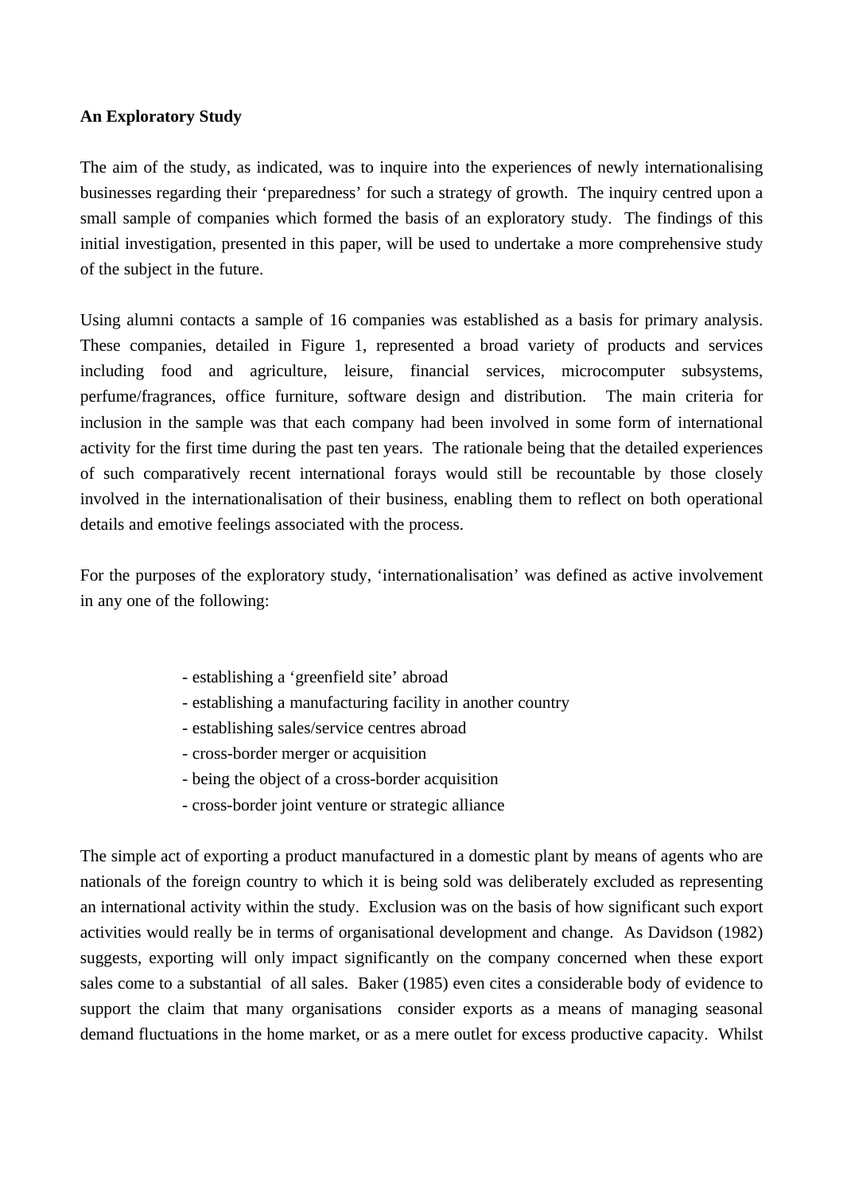**An Exploratory Study**

The aim of the study, as indicated, was to inquire into the experiences of newly internationalising businesses regarding their 'preparedness' for such a strategy of growth. The inquiry centred upon a small sample of companies which formed the basis of an exploratory study. The findings of this initial investigation, presented in this paper, will be used to undertake a more comprehensive study of the subject in the future.

Using alumni contacts a sample of 16 companies was established as a basis for primary analysis. These companies, detailed in Figure 1, represented a broad variety of products and services including food and agriculture, leisure, financial services, microcomputer subsystems, perfume/fragrances, office furniture, software design and distribution. The main criteria for inclusion in the sample was that each company had been involved in some form of international activity for the first time during the past ten years. The rationale being that the detailed experiences of such comparatively recent international forays would still be recountable by those closely involved in the internationalisation of their business, enabling them to reflect on both operational details and emotive feelings associated with the process.

For the purposes of the exploratory study, 'internationalisation' was defined as active involvement in any one of the following:

- establishing a 'greenfield site' abroad
- establishing a manufacturing facility in another country
- establishing sales/service centres abroad
- cross-border merger or acquisition
- being the object of a cross-border acquisition
- cross-border joint venture or strategic alliance

The simple act of exporting a product manufactured in a domestic plant by means of agents who are nationals of the foreign country to which it is being sold was deliberately excluded as representing an international activity within the study. Exclusion was on the basis of how significant such export activities would really be in terms of organisational development and change. As Davidson (1982) suggests, exporting will only impact significantly on the company concerned when these export sales come to a substantial of all sales. Baker (1985) even cites a considerable body of evidence to support the claim that many organisations consider exports as a means of managing seasonal demand fluctuations in the home market, or as a mere outlet for excess productive capacity. Whilst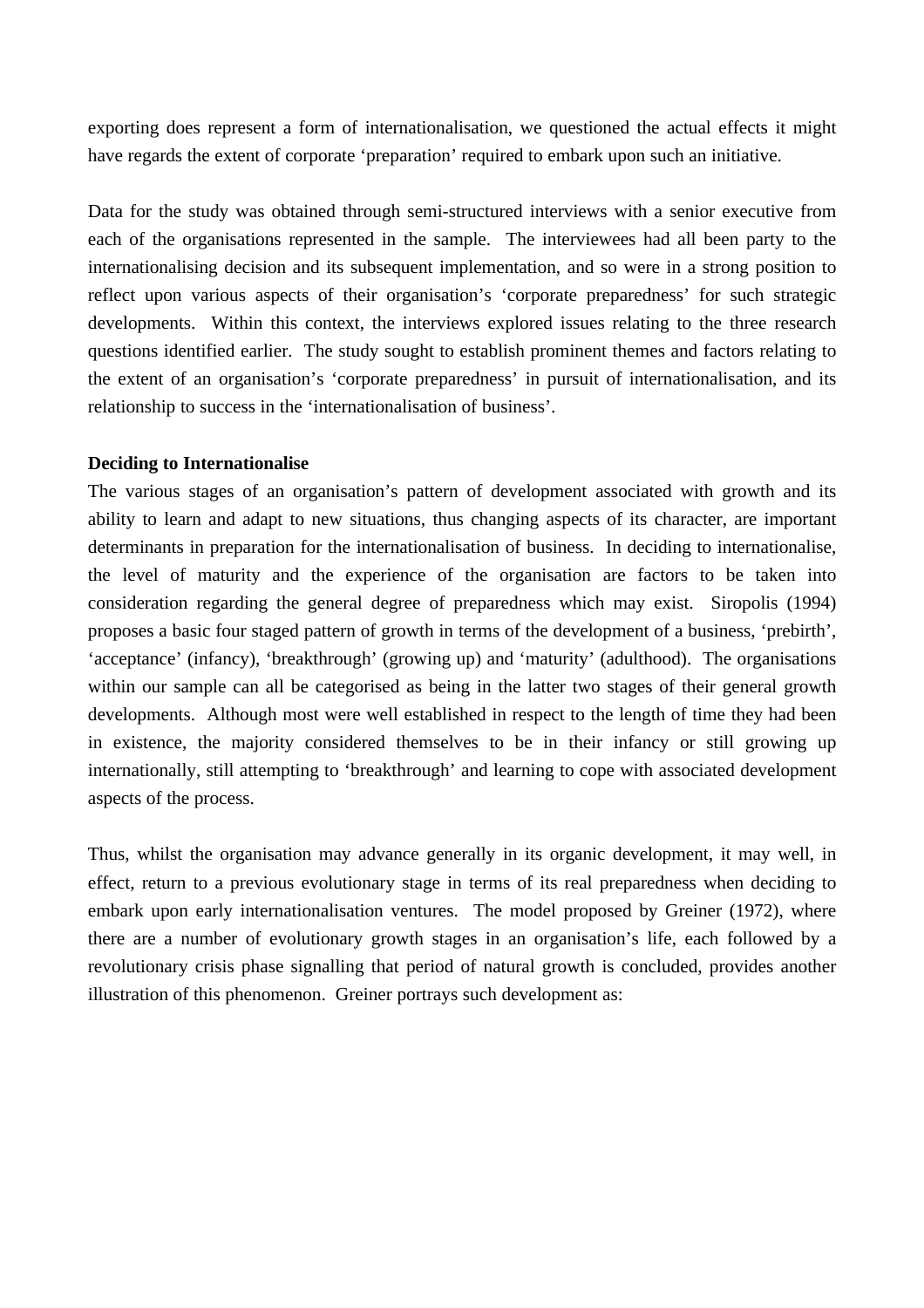exporting does represent a form of internationalisation, we questioned the actual effects it might have regards the extent of corporate 'preparation' required to embark upon such an initiative.

Data for the study was obtained through semi-structured interviews with a senior executive from each of the organisations represented in the sample. The interviewees had all been party to the internationalising decision and its subsequent implementation, and so were in a strong position to reflect upon various aspects of their organisation's 'corporate preparedness' for such strategic developments. Within this context, the interviews explored issues relating to the three research questions identified earlier. The study sought to establish prominent themes and factors relating to the extent of an organisation's 'corporate preparedness' in pursuit of internationalisation, and its relationship to success in the 'internationalisation of business'.

**Deciding to Internationalise**

The various stages of an organisation's pattern of development associated with growth and its ability to learn and adapt to new situations, thus changing aspects of its character, are important determinants in preparation for the internationalisation of business. In deciding to internationalise, the level of maturity and the experience of the organisation are factors to be taken into consideration regarding the general degree of preparedness which may exist. Siropolis (1994) proposes a basic four staged pattern of growth in terms of the development of a business, 'prebirth', 'acceptance' (infancy), 'breakthrough' (growing up) and 'maturity' (adulthood). The organisations within our sample can all be categorised as being in the latter two stages of their general growth developments. Although most were well established in respect to the length of time they had been in existence, the majority considered themselves to be in their infancy or still growing up internationally, still attempting to 'breakthrough' and learning to cope with associated development aspects of the process.

Thus, whilst the organisation may advance generally in its organic development, it may well, in effect, return to a previous evolutionary stage in terms of its real preparedness when deciding to embark upon early internationalisation ventures. The model proposed by Greiner (1972), where there are a number of evolutionary growth stages in an organisation's life, each followed by a revolutionary crisis phase signalling that period of natural growth is concluded, provides another illustration of this phenomenon. Greiner portrays such development as: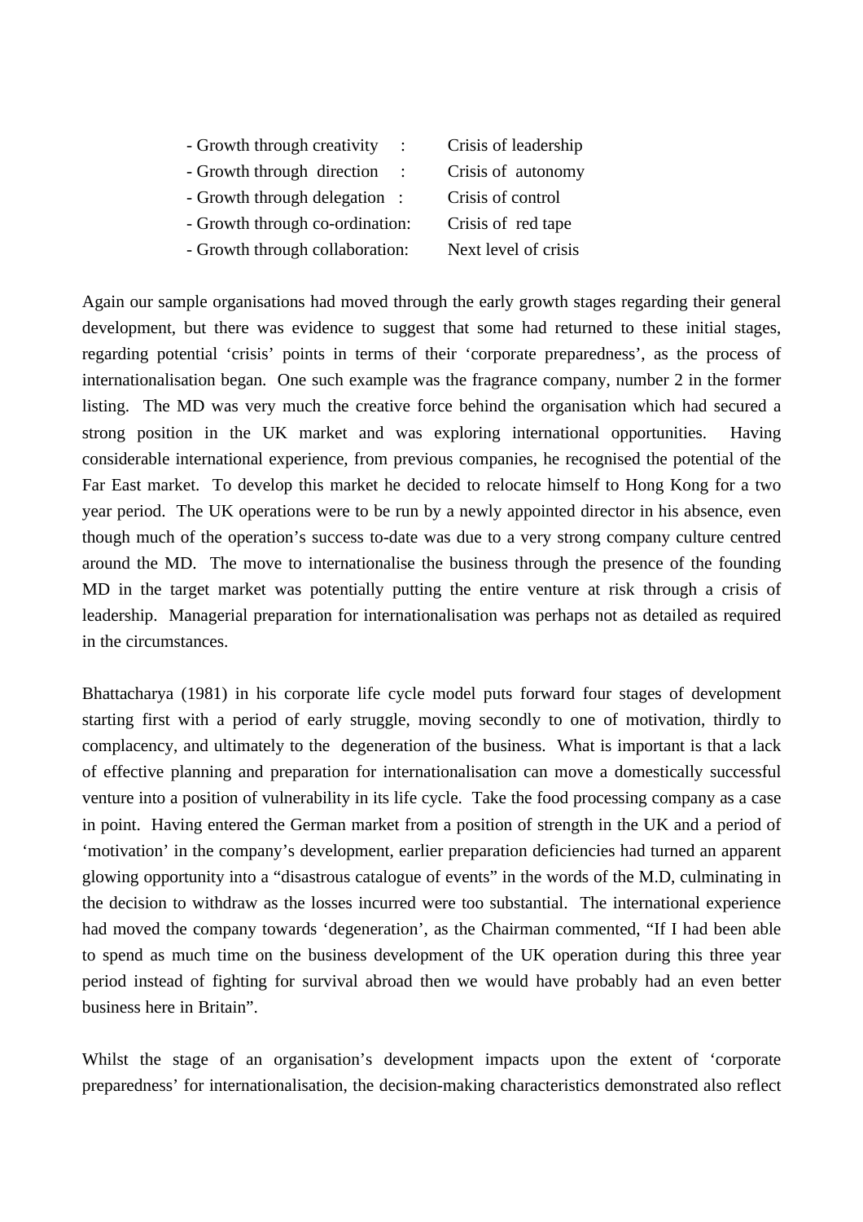- Growth through creativity : Crisis of leadership
- Growth through direction : Crisis of autonomy
- Growth through delegation : Crisis of control
- Growth through co-ordination: Crisis of red tape
- Growth through collaboration: Next level of crisis

Again our sample organisations had moved through the early growth stages regarding their general development, but there was evidence to suggest that some had returned to these initial stages, regarding potential 'crisis' points in terms of their 'corporate preparedness', as the process of internationalisation began. One such example was the fragrance company, number 2 in the former listing. The MD was very much the creative force behind the organisation which had secured a strong position in the UK market and was exploring international opportunities. Having considerable international experience, from previous companies, he recognised the potential of the Far East market. To develop this market he decided to relocate himself to Hong Kong for a two year period. The UK operations were to be run by a newly appointed director in his absence, even though much of the operation's success to-date was due to a very strong company culture centred around the MD. The move to internationalise the business through the presence of the founding MD in the target market was potentially putting the entire venture at risk through a crisis of leadership. Managerial preparation for internationalisation was perhaps not as detailed as required in the circumstances.

Bhattacharya (1981) in his corporate life cycle model puts forward four stages of development starting first with a period of early struggle, moving secondly to one of motivation, thirdly to complacency, and ultimately to the degeneration of the business. What is important is that a lack of effective planning and preparation for internationalisation can move a domestically successful venture into a position of vulnerability in its life cycle. Take the food processing company as a case in point. Having entered the German market from a position of strength in the UK and a period of 'motivation' in the company's development, earlier preparation deficiencies had turned an apparent glowing opportunity into a "disastrous catalogue of events" in the words of the M.D, culminating in the decision to withdraw as the losses incurred were too substantial. The international experience had moved the company towards 'degeneration', as the Chairman commented, "If I had been able to spend as much time on the business development of the UK operation during this three year period instead of fighting for survival abroad then we would have probably had an even better business here in Britain".

Whilst the stage of an organisation's development impacts upon the extent of 'corporate preparedness' for internationalisation, the decision-making characteristics demonstrated also reflect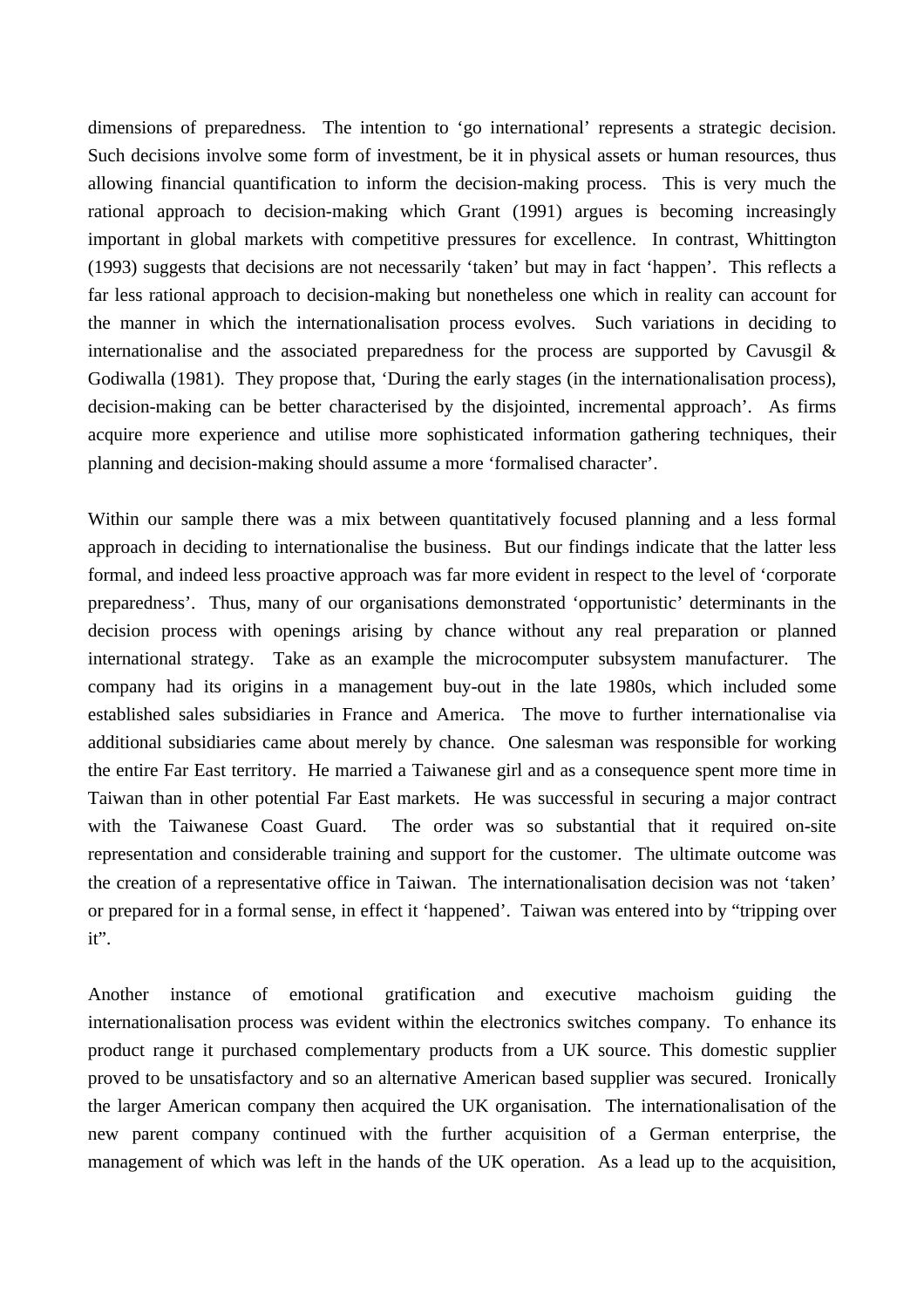dimensions of preparedness. The intention to 'go international' represents a strategic decision. Such decisions involve some form of investment, be it in physical assets or human resources, thus allowing financial quantification to inform the decision-making process. This is very much the rational approach to decision-making which Grant (1991) argues is becoming increasingly important in global markets with competitive pressures for excellence. In contrast, Whittington (1993) suggests that decisions are not necessarily 'taken' but may in fact 'happen'. This reflects a far less rational approach to decision-making but nonetheless one which in reality can account for the manner in which the internationalisation process evolves. Such variations in deciding to internationalise and the associated preparedness for the process are supported by Cavusgil & Godiwalla (1981). They propose that, 'During the early stages (in the internationalisation process), decision-making can be better characterised by the disjointed, incremental approach'. As firms acquire more experience and utilise more sophisticated information gathering techniques, their planning and decision-making should assume a more 'formalised character'.

Within our sample there was a mix between quantitatively focused planning and a less formal approach in deciding to internationalise the business. But our findings indicate that the latter less formal, and indeed less proactive approach was far more evident in respect to the level of 'corporate preparedness'. Thus, many of our organisations demonstrated 'opportunistic' determinants in the decision process with openings arising by chance without any real preparation or planned international strategy. Take as an example the microcomputer subsystem manufacturer. The company had its origins in a management buy-out in the late 1980s, which included some established sales subsidiaries in France and America. The move to further internationalise via additional subsidiaries came about merely by chance. One salesman was responsible for working the entire Far East territory. He married a Taiwanese girl and as a consequence spent more time in Taiwan than in other potential Far East markets. He was successful in securing a major contract with the Taiwanese Coast Guard. The order was so substantial that it required on-site representation and considerable training and support for the customer. The ultimate outcome was the creation of a representative office in Taiwan. The internationalisation decision was not 'taken' or prepared for in a formal sense, in effect it 'happened'. Taiwan was entered into by "tripping over it".

Another instance of emotional gratification and executive machoism guiding the internationalisation process was evident within the electronics switches company. To enhance its product range it purchased complementary products from a UK source. This domestic supplier proved to be unsatisfactory and so an alternative American based supplier was secured. Ironically the larger American company then acquired the UK organisation. The internationalisation of the new parent company continued with the further acquisition of a German enterprise, the management of which was left in the hands of the UK operation. As a lead up to the acquisition,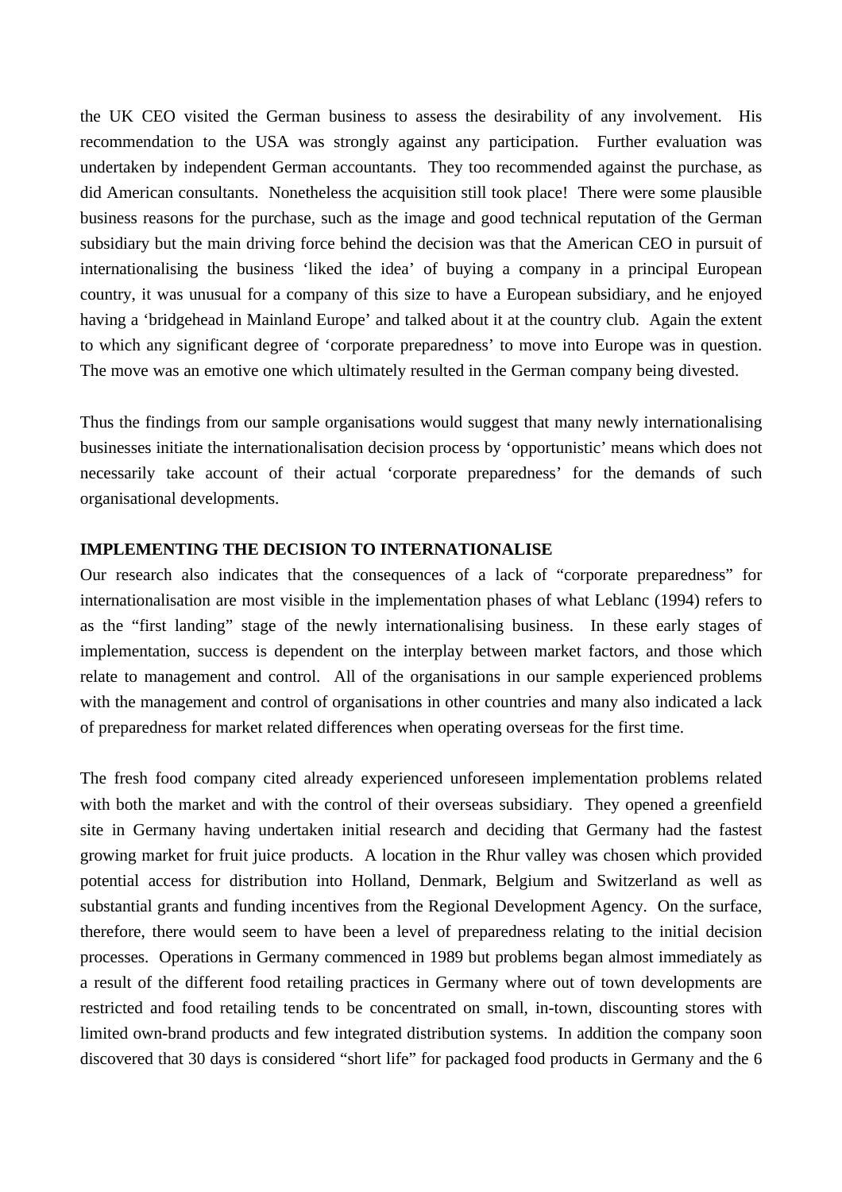the UK CEO visited the German business to assess the desirability of any involvement. His recommendation to the USA was strongly against any participation. Further evaluation was undertaken by independent German accountants. They too recommended against the purchase, as did American consultants. Nonetheless the acquisition still took place! There were some plausible business reasons for the purchase, such as the image and good technical reputation of the German subsidiary but the main driving force behind the decision was that the American CEO in pursuit of internationalising the business 'liked the idea' of buying a company in a principal European country, it was unusual for a company of this size to have a European subsidiary, and he enjoyed having a 'bridgehead in Mainland Europe' and talked about it at the country club. Again the extent to which any significant degree of 'corporate preparedness' to move into Europe was in question. The move was an emotive one which ultimately resulted in the German company being divested.

Thus the findings from our sample organisations would suggest that many newly internationalising businesses initiate the internationalisation decision process by 'opportunistic' means which does not necessarily take account of their actual 'corporate preparedness' for the demands of such organisational developments.

## IMPLEMENTING THE DECISION TO INTERNATIONALISE

Our research also indicates that the consequences of a lack of "corporate preparedness" for internationalisation are most visible in the implementation phases of what Leblanc (1994) refers to as the "first landing" stage of the newly internationalising business. In these early stages of implementation, success is dependent on the interplay between market factors, and those which relate to management and control. All of the organisations in our sample experienced problems with the management and control of organisations in other countries and many also indicated a lack of preparedness for market related differences when operating overseas for the first time.

The fresh food company cited already experienced unforeseen implementation problems related with both the market and with the control of their overseas subsidiary. They opened a greenfield site in Germany having undertaken initial research and deciding that Germany had the fastest growing market for fruit juice products. A location in the Rhur valley was chosen which provided potential access for distribution into Holland, Denmark, Belgium and Switzerland as well as substantial grants and funding incentives from the Regional Development Agency. On the surface, therefore, there would seem to have been a level of preparedness relating to the initial decision processes. Operations in Germany commenced in 1989 but problems began almost immediately as a result of the different food retailing practices in Germany where out of town developments are restricted and food retailing tends to be concentrated on small, in-town, discounting stores with limited own-brand products and few integrated distribution systems. In addition the company soon discovered that 30 days is considered "short life" for packaged food products in Germany and the 6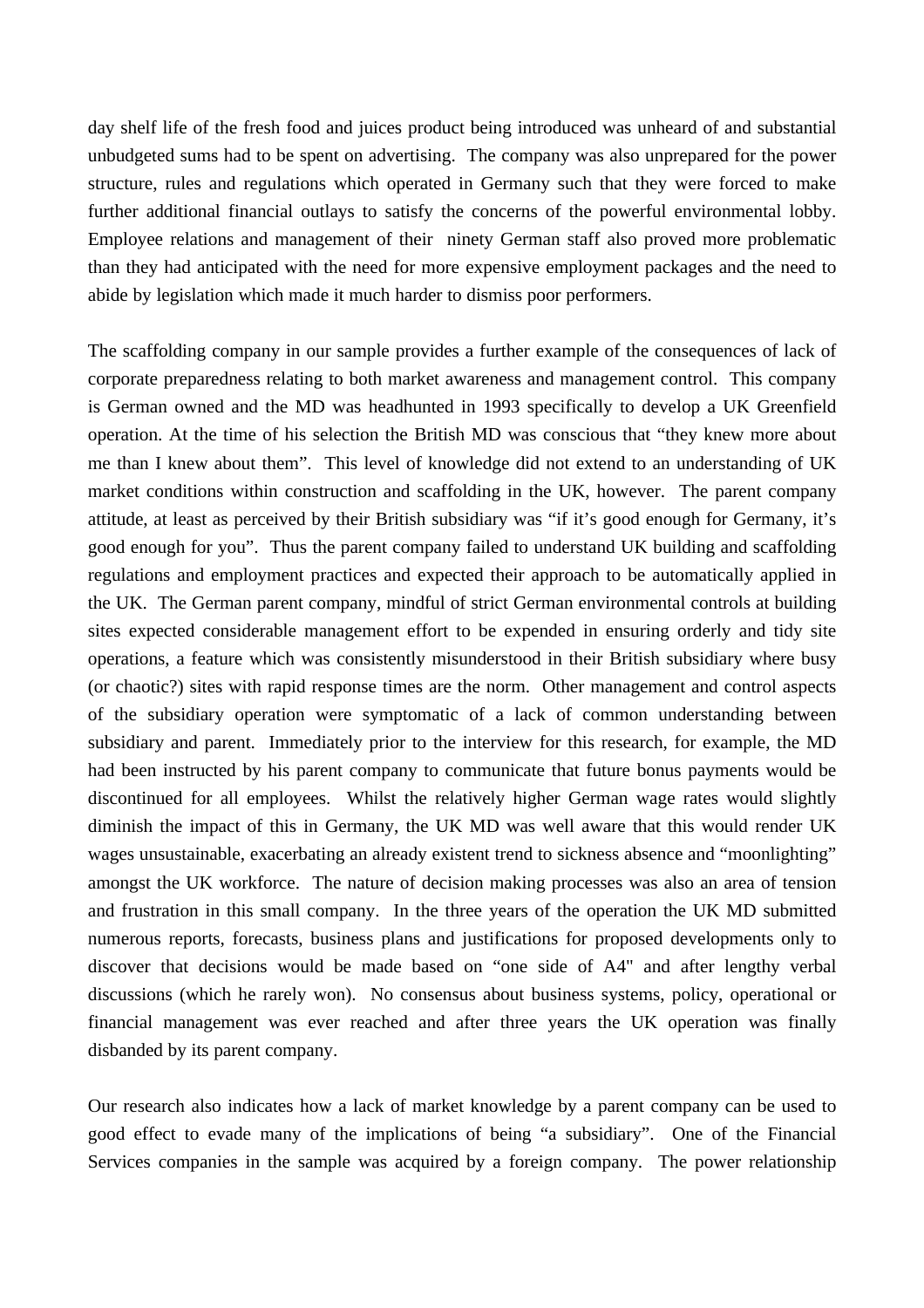day shelf life of the fresh food and juices product being introduced was unheard of and substantial unbudgeted sums had to be spent on advertising. The company was also unprepared for the power structure, rules and regulations which operated in Germany such that they were forced to make further additional financial outlays to satisfy the concerns of the powerful environmental lobby. Employee relations and management of their ninety German staff also proved more problematic than they had anticipated with the need for more expensive employment packages and the need to abide by legislation which made it much harder to dismiss poor performers.

The scaffolding company in our sample provides a further example of the consequences of lack of corporate preparedness relating to both market awareness and management control. This company is German owned and the MD was headhunted in 1993 specifically to develop a UK Greenfield operation. At the time of his selection the British MD was conscious that "they knew more about me than I knew about them". This level of knowledge did not extend to an understanding of UK market conditions within construction and scaffolding in the UK, however. The parent company attitude, at least as perceived by their British subsidiary was "if it's good enough for Germany, it's good enough for you". Thus the parent company failed to understand UK building and scaffolding regulations and employment practices and expected their approach to be automatically applied in the UK. The German parent company, mindful of strict German environmental controls at building sites expected considerable management effort to be expended in ensuring orderly and tidy site operations, a feature which was consistently misunderstood in their British subsidiary where busy (or chaotic?) sites with rapid response times are the norm. Other management and control aspects of the subsidiary operation were symptomatic of a lack of common understanding between subsidiary and parent. Immediately prior to the interview for this research, for example, the MD had been instructed by his parent company to communicate that future bonus payments would be discontinued for all employees. Whilst the relatively higher German wage rates would slightly diminish the impact of this in Germany, the UK MD was well aware that this would render UK wages unsustainable, exacerbating an already existent trend to sickness absence and "moonlighting" amongst the UK workforce. The nature of decision making processes was also an area of tension and frustration in this small company. In the three years of the operation the UK MD submitted numerous reports, forecasts, business plans and justifications for proposed developments only to discover that decisions would be made based on "one side of A4" and after lengthy verbal discussions (which he rarely won). No consensus about business systems, policy, operational or financial management was ever reached and after three years the UK operation was finally disbanded by its parent company.

Our research also indicates how a lack of market knowledge by a parent company can be used to good effect to evade many of the implications of being "a subsidiary". One of the Financial Services companies in the sample was acquired by a foreign company. The power relationship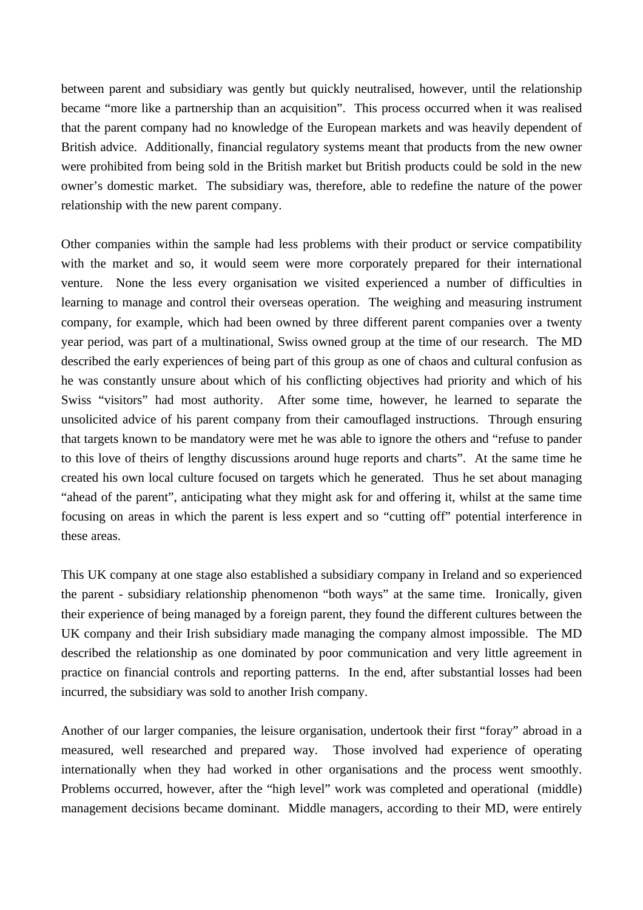between parent and subsidiary was gently but quickly neutralised, however, until the relationship became "more like a partnership than an acquisition". This process occurred when it was realised that the parent company had no knowledge of the European markets and was heavily dependent of British advice. Additionally, financial regulatory systems meant that products from the new owner were prohibited from being sold in the British market but British products could be sold in the new owner's domestic market. The subsidiary was, therefore, able to redefine the nature of the power relationship with the new parent company.

Other companies within the sample had less problems with their product or service compatibility with the market and so, it would seem were more corporately prepared for their international venture. None the less every organisation we visited experienced a number of difficulties in learning to manage and control their overseas operation. The weighing and measuring instrument company, for example, which had been owned by three different parent companies over a twenty year period, was part of a multinational, Swiss owned group at the time of our research. The MD described the early experiences of being part of this group as one of chaos and cultural confusion as he was constantly unsure about which of his conflicting objectives had priority and which of his Swiss "visitors" had most authority. After some time, however, he learned to separate the unsolicited advice of his parent company from their camouflaged instructions. Through ensuring that targets known to be mandatory were met he was able to ignore the others and "refuse to pander to this love of theirs of lengthy discussions around huge reports and charts". At the same time he created his own local culture focused on targets which he generated. Thus he set about managing "ahead of the parent", anticipating what they might ask for and offering it, whilst at the same time focusing on areas in which the parent is less expert and so "cutting off" potential interference in these areas.

This UK company at one stage also established a subsidiary company in Ireland and so experienced the parent - subsidiary relationship phenomenon "both ways" at the same time. Ironically, given their experience of being managed by a foreign parent, they found the different cultures between the UK company and their Irish subsidiary made managing the company almost impossible. The MD described the relationship as one dominated by poor communication and very little agreement in practice on financial controls and reporting patterns. In the end, after substantial losses had been incurred, the subsidiary was sold to another Irish company.

Another of our larger companies, the leisure organisation, undertook their first "foray" abroad in a measured, well researched and prepared way. Those involved had experience of operating internationally when they had worked in other organisations and the process went smoothly. Problems occurred, however, after the "high level" work was completed and operational (middle) management decisions became dominant. Middle managers, according to their MD, were entirely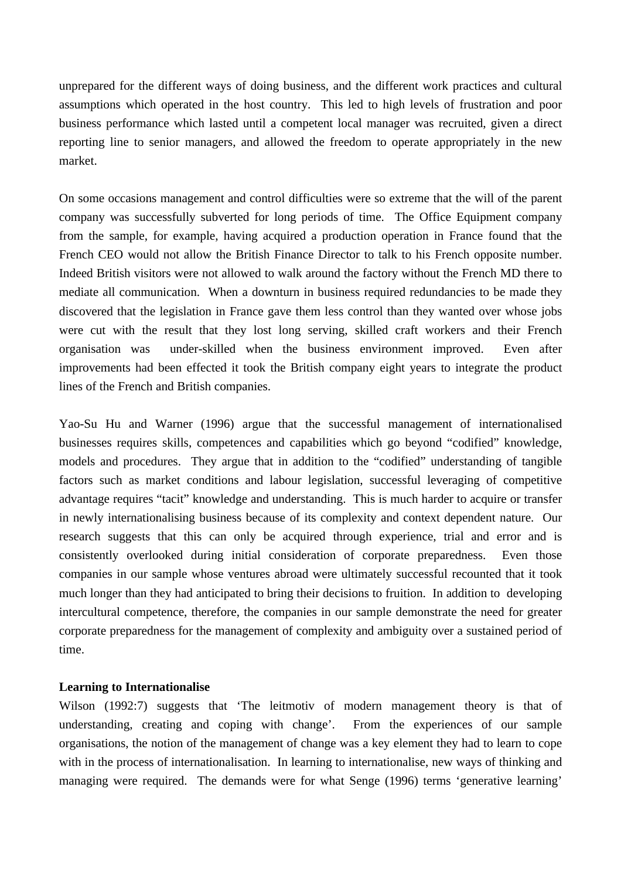unprepared for the different ways of doing business, and the different work practices and cultural assumptions which operated in the host country. This led to high levels of frustration and poor business performance which lasted until a competent local manager was recruited, given a direct reporting line to senior managers, and allowed the freedom to operate appropriately in the new market.

On some occasions management and control difficulties were so extreme that the will of the parent company was successfully subverted for long periods of time. The Office Equipment company from the sample, for example, having acquired a production operation in France found that the French CEO would not allow the British Finance Director to talk to his French opposite number. Indeed British visitors were not allowed to walk around the factory without the French MD there to mediate all communication. When a downturn in business required redundancies to be made they discovered that the legislation in France gave them less control than they wanted over whose jobs were cut with the result that they lost long serving, skilled craft workers and their French organisation was under-skilled when the business environment improved. Even after improvements had been effected it took the British company eight years to integrate the product lines of the French and British companies.

Yao-Su Hu and Warner (1996) argue that the successful management of internationalised businesses requires skills, competences and capabilities which go beyond "codified" knowledge, models and procedures. They argue that in addition to the "codified" understanding of tangible factors such as market conditions and labour legislation, successful leveraging of competitive advantage requires "tacit" knowledge and understanding. This is much harder to acquire or transfer in newly internationalising business because of its complexity and context dependent nature. Our research suggests that this can only be acquired through experience, trial and error and is consistently overlooked during initial consideration of corporate preparedness. Even those companies in our sample whose ventures abroad were ultimately successful recounted that it took much longer than they had anticipated to bring their decisions to fruition. In addition to developing intercultural competence, therefore, the companies in our sample demonstrate the need for greater corporate preparedness for the management of complexity and ambiguity over a sustained period of time.

**Learning to Internationalise**

Wilson (1992:7) suggests that 'The leitmotiv of modern management theory is that of understanding, creating and coping with change'. From the experiences of our sample organisations, the notion of the management of change was a key element they had to learn to cope with in the process of internationalisation. In learning to internationalise, new ways of thinking and managing were required. The demands were for what Senge (1996) terms 'generative learning'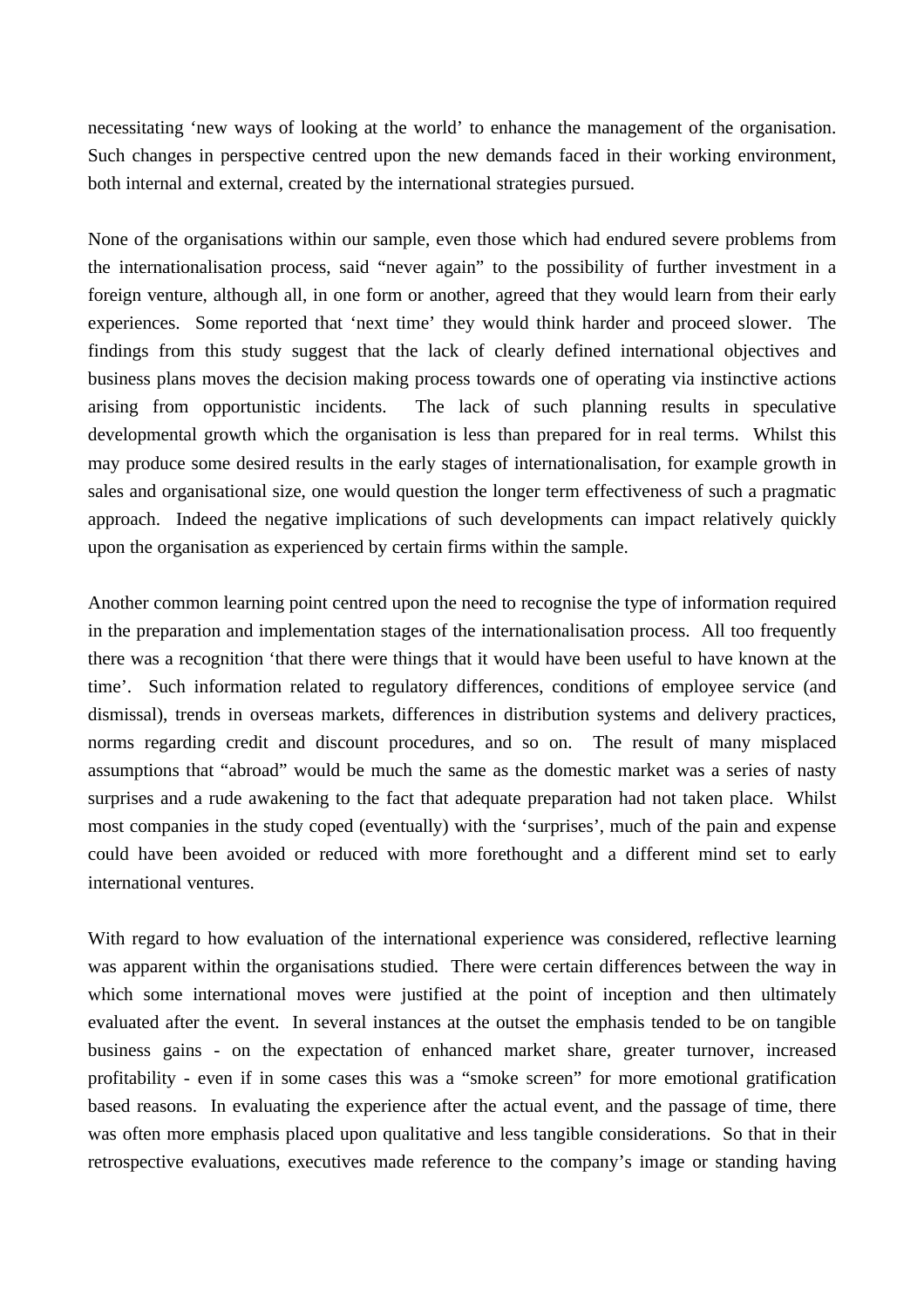necessitating 'new ways of looking at the world' to enhance the management of the organisation. Such changes in perspective centred upon the new demands faced in their working environment, both internal and external, created by the international strategies pursued.

None of the organisations within our sample, even those which had endured severe problems from the internationalisation process, said "never again" to the possibility of further investment in a foreign venture, although all, in one form or another, agreed that they would learn from their early experiences. Some reported that 'next time' they would think harder and proceed slower. The findings from this study suggest that the lack of clearly defined international objectives and business plans moves the decision making process towards one of operating via instinctive actions arising from opportunistic incidents. The lack of such planning results in speculative developmental growth which the organisation is less than prepared for in real terms. Whilst this may produce some desired results in the early stages of internationalisation, for example growth in sales and organisational size, one would question the longer term effectiveness of such a pragmatic approach. Indeed the negative implications of such developments can impact relatively quickly upon the organisation as experienced by certain firms within the sample.

Another common learning point centred upon the need to recognise the type of information required in the preparation and implementation stages of the internationalisation process. All too frequently there was a recognition 'that there were things that it would have been useful to have known at the time'. Such information related to regulatory differences, conditions of employee service (and dismissal), trends in overseas markets, differences in distribution systems and delivery practices, norms regarding credit and discount procedures, and so on. The result of many misplaced assumptions that "abroad" would be much the same as the domestic market was a series of nasty surprises and a rude awakening to the fact that adequate preparation had not taken place. Whilst most companies in the study coped (eventually) with the 'surprises', much of the pain and expense could have been avoided or reduced with more forethought and a different mind set to early international ventures.

With regard to how evaluation of the international experience was considered, reflective learning was apparent within the organisations studied. There were certain differences between the way in which some international moves were justified at the point of inception and then ultimately evaluated after the event. In several instances at the outset the emphasis tended to be on tangible business gains - on the expectation of enhanced market share, greater turnover, increased profitability - even if in some cases this was a "smoke screen" for more emotional gratification based reasons. In evaluating the experience after the actual event, and the passage of time, there was often more emphasis placed upon qualitative and less tangible considerations. So that in their retrospective evaluations, executives made reference to the company's image or standing having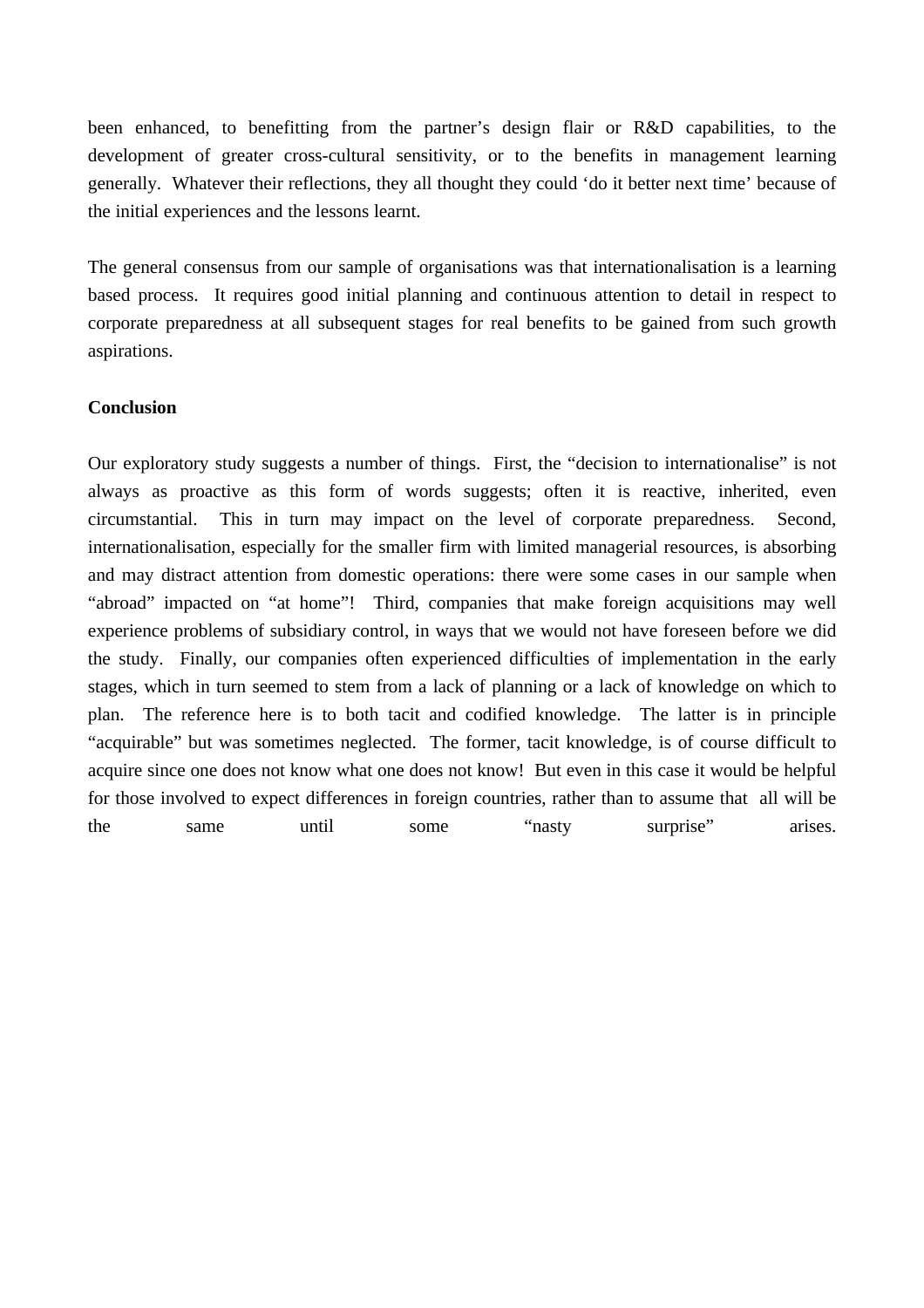been enhanced, to benefitting from the partner's design flair or R&D capabilities, to the development of greater cross-cultural sensitivity, or to the benefits in management learning generally. Whatever their reflections, they all thought they could 'do it better next time' because of the initial experiences and the lessons learnt.

The general consensus from our sample of organisations was that internationalisation is a learning based process. It requires good initial planning and continuous attention to detail in respect to corporate preparedness at all subsequent stages for real benefits to be gained from such growth aspirations.

**Conclusion**

Our exploratory study suggests a number of things. First, the "decision to internationalise" is not always as proactive as this form of words suggests; often it is reactive, inherited, even circumstantial. This in turn may impact on the level of corporate preparedness. Second, internationalisation, especially for the smaller firm with limited managerial resources, is absorbing and may distract attention from domestic operations: there were some cases in our sample when "abroad" impacted on "at home"! Third, companies that make foreign acquisitions may well experience problems of subsidiary control, in ways that we would not have foreseen before we did the study. Finally, our companies often experienced difficulties of implementation in the early stages, which in turn seemed to stem from a lack of planning or a lack of knowledge on which to plan. The reference here is to both tacit and codified knowledge. The latter is in principle "acquirable" but was sometimes neglected. The former, tacit knowledge, is of course difficult to acquire since one does not know what one does not know! But even in this case it would be helpful for those involved to expect differences in foreign countries, rather than to assume that all will be the same until some "nasty surprise" arises.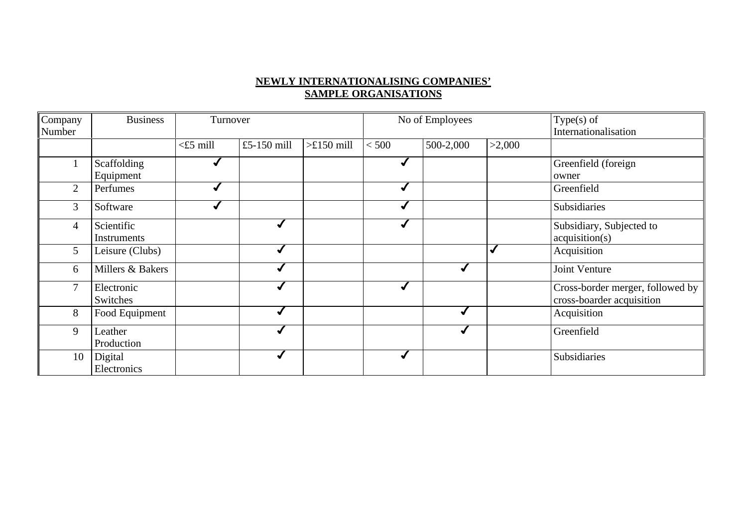**NEWLY INTERNATIONALISING COMPANIES' SAMPLE ORGANISATIONS**

| Company Number | Business | Turnover | | | No of Employees | | | Type(s) of Internationalisation |
|---|---|---|---|---|---|---|---|---|
| | | <£5 mill | £5-150 mill | >£150 mill | < 500 | 500-2,000 | >2,000 | |
| 1 | Scaffolding Equipment | ✓ | | | ✓ | | | Greenfield (foreign owner |
| 2 | Perfumes | ✓ | | | ✓ | | | Greenfield |
| 3 | Software | ✓ | | | ✓ | | | Subsidiaries |
| 4 | Scientific Instruments | | ✓ | | ✓ | | | Subsidiary, Subjected to acquisition(s) |
| 5 | Leisure (Clubs) | | ✓ | | | | ✓ | Acquisition |
| 6 | Millers & Bakers | | ✓ | | | ✓ | | Joint Venture |
| 7 | Electronic Switches | | ✓ | | ✓ | | | Cross-border merger, followed by cross-boarder acquisition |
| 8 | Food Equipment | | ✓ | | | ✓ | | Acquisition |
| 9 | Leather Production | | ✓ | | | ✓ | | Greenfield |
| 10 | Digital Electronics | | ✓ | | ✓ | | | Subsidiaries |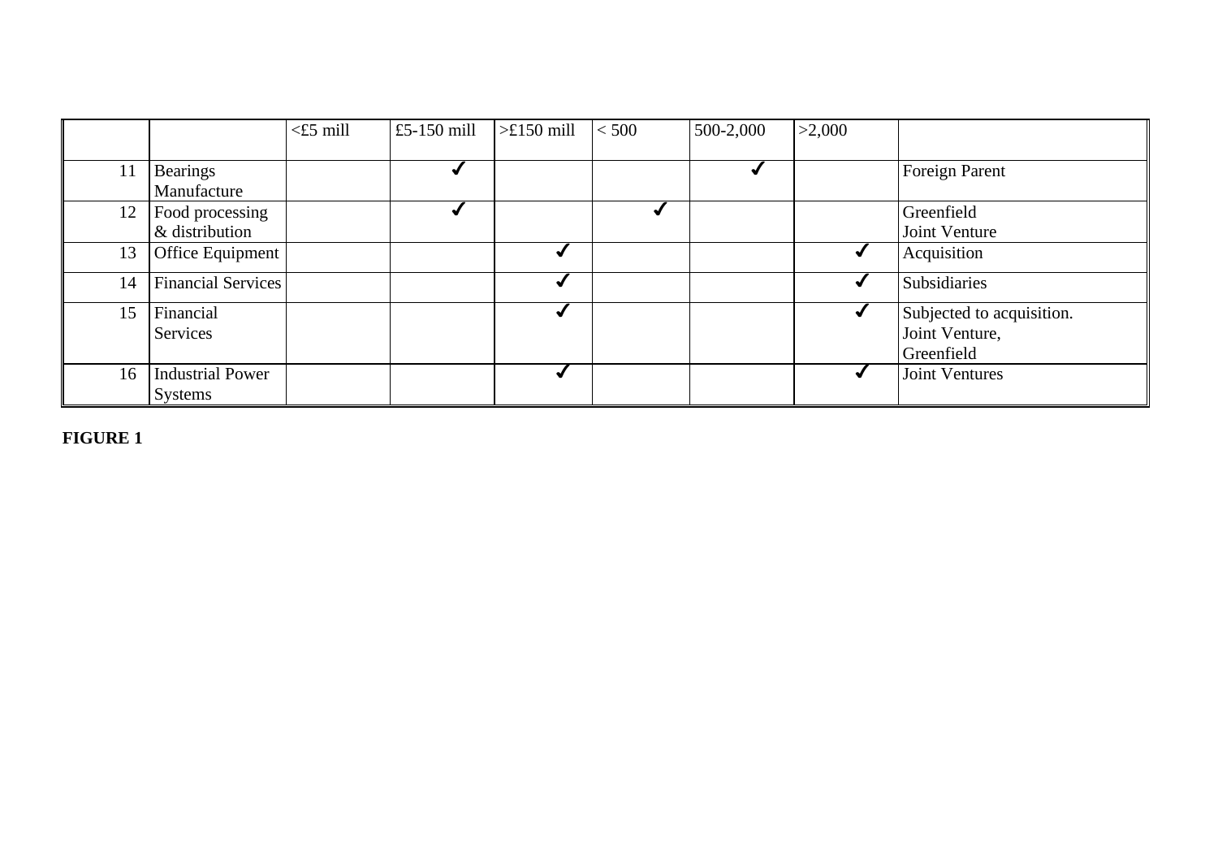| | | <£5 mill | £5-150 mill | >£150 mill | < 500 | 500-2,000 | >2,000 | |
|---|---|---|---|---|---|---|---|---|
| 11 | Bearings Manufacture | | ✓ | | | ✓ | | Foreign Parent |
| 12 | Food processing & distribution | | ✓ | | ✓ | | | Greenfield Joint Venture |
| 13 | Office Equipment | | | ✓ | | | ✓ | Acquisition |
| 14 | Financial Services | | | ✓ | | | ✓ | Subsidiaries |
| 15 | Financial Services | | | ✓ | | | ✓ | Subjected to acquisition. Joint Venture, Greenfield |
| 16 | Industrial Power Systems | | | ✓ | | | ✓ | Joint Ventures |

**FIGURE 1**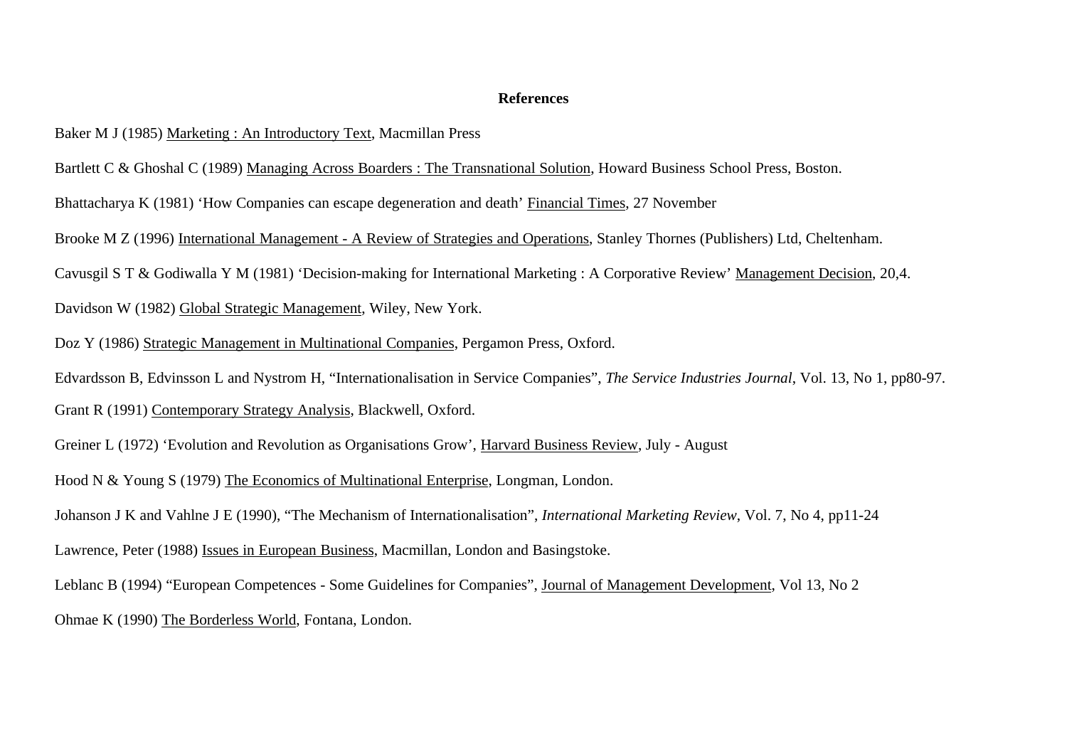## References

Baker M J (1985) Marketing : An Introductory Text, Macmillan Press

Bartlett C & Ghoshal C (1989) Managing Across Boarders : The Transnational Solution, Howard Business School Press, Boston.

Bhattacharya K (1981) 'How Companies can escape degeneration and death' Financial Times, 27 November

Brooke M Z (1996) International Management - A Review of Strategies and Operations, Stanley Thornes (Publishers) Ltd, Cheltenham.

Cavusgil S T & Godiwalla Y M (1981) 'Decision-making for International Marketing : A Corporative Review' Management Decision, 20,4.

Davidson W (1982) Global Strategic Management, Wiley, New York.

Doz Y (1986) Strategic Management in Multinational Companies, Pergamon Press, Oxford.

Edvardsson B, Edvinsson L and Nystrom H, "Internationalisation in Service Companies", *The Service Industries Journal*, Vol. 13, No 1, pp80-97.

Grant R (1991) Contemporary Strategy Analysis, Blackwell, Oxford.

Greiner L (1972) 'Evolution and Revolution as Organisations Grow', Harvard Business Review, July - August

Hood N & Young S (1979) The Economics of Multinational Enterprise, Longman, London.

Johanson J K and Vahlne J E (1990), "The Mechanism of Internationalisation", *International Marketing Review*, Vol. 7, No 4, pp11-24

Lawrence, Peter (1988) Issues in European Business, Macmillan, London and Basingstoke.

Leblanc B (1994) "European Competences - Some Guidelines for Companies", Journal of Management Development, Vol 13, No 2

Ohmae K (1990) The Borderless World, Fontana, London.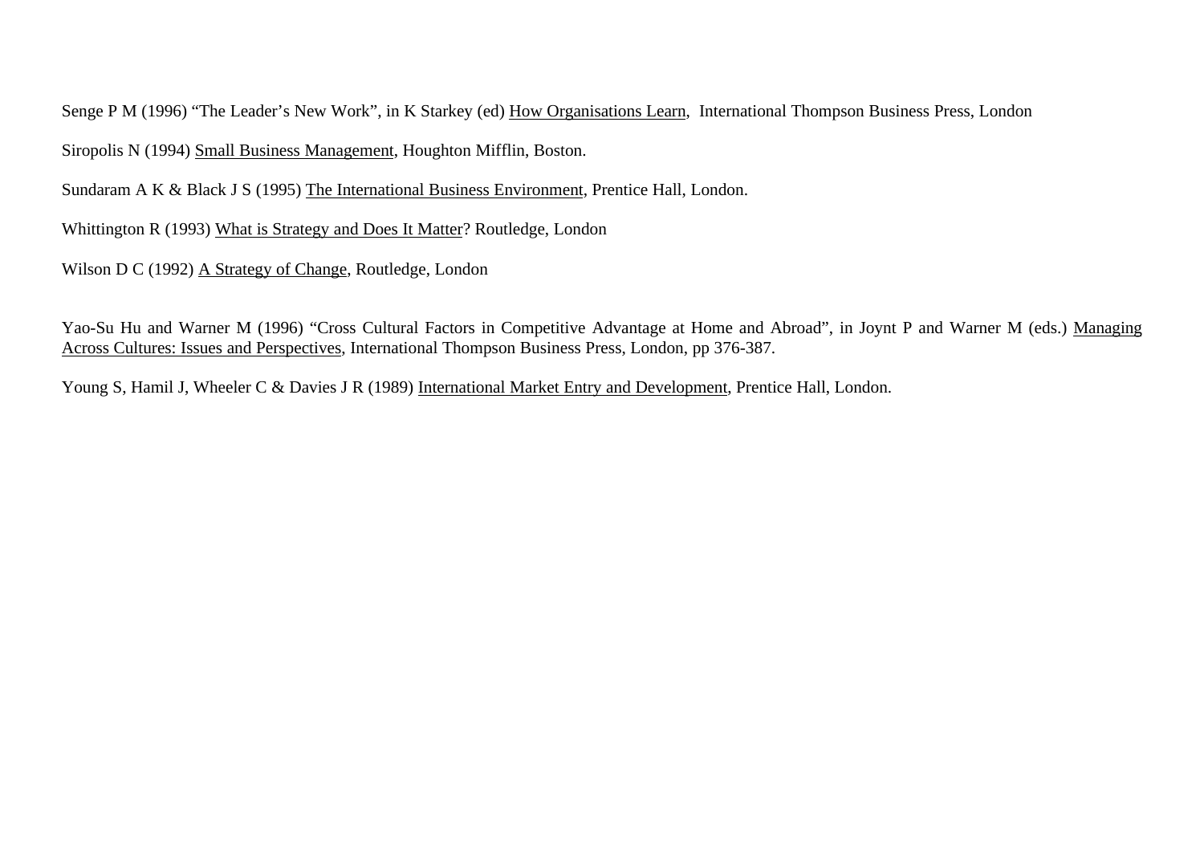Senge P M (1996) “The Leader’s New Work”, in K Starkey (ed) How Organisations Learn,  International Thompson Business Press, London

Siropolis N (1994) Small Business Management, Houghton Mifflin, Boston.

Sundaram A K & Black J S (1995) The International Business Environment, Prentice Hall, London.

Whittington R (1993) What is Strategy and Does It Matter? Routledge, London

Wilson D C (1992) A Strategy of Change, Routledge, London

Yao-Su Hu and Warner M (1996) “Cross Cultural Factors in Competitive Advantage at Home and Abroad”, in Joynt P and Warner M (eds.) Managing Across Cultures: Issues and Perspectives, International Thompson Business Press, London, pp 376-387.

Young S, Hamil J, Wheeler C & Davies J R (1989) International Market Entry and Development, Prentice Hall, London.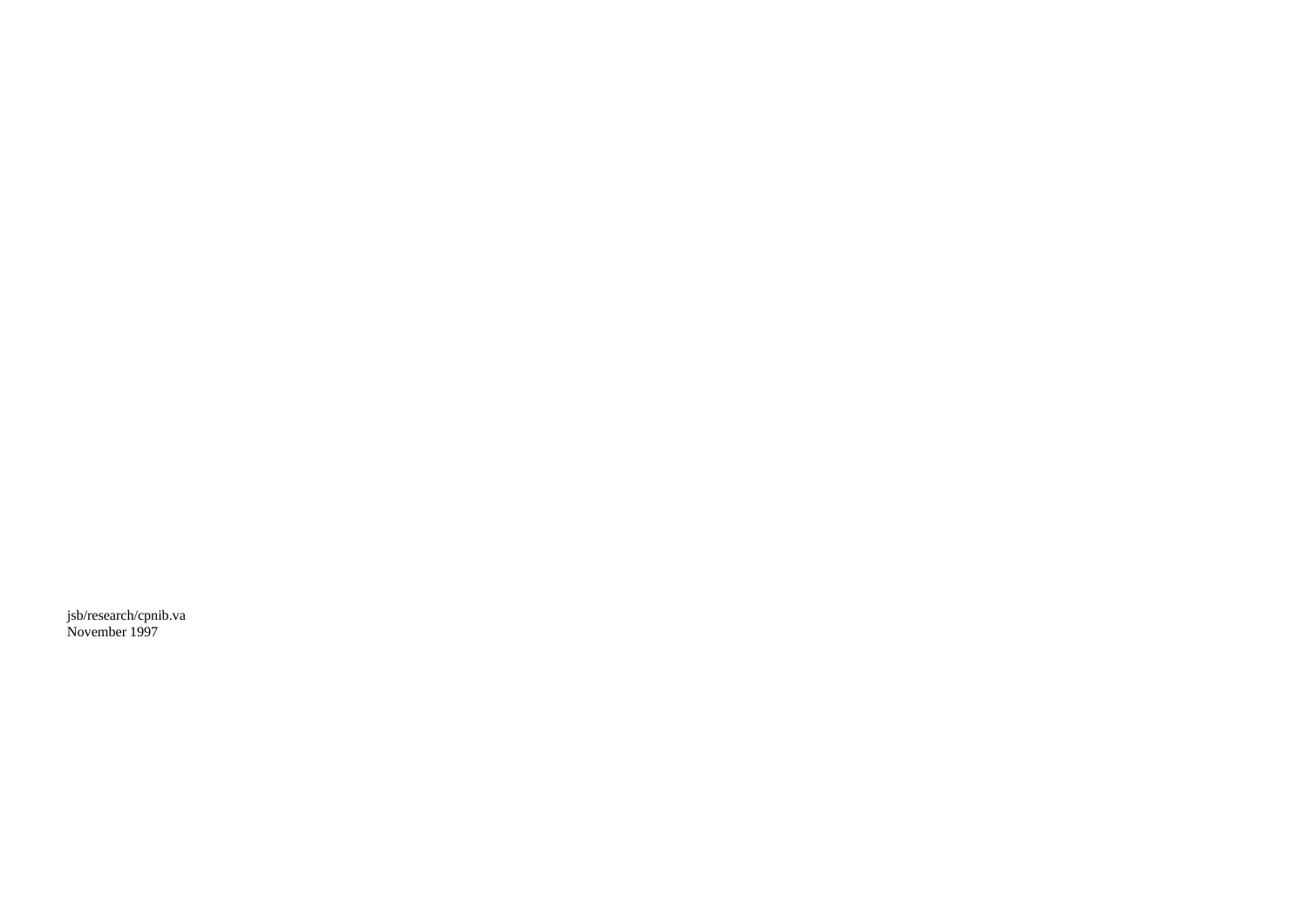jsb/research/cpnib.va
November 1997